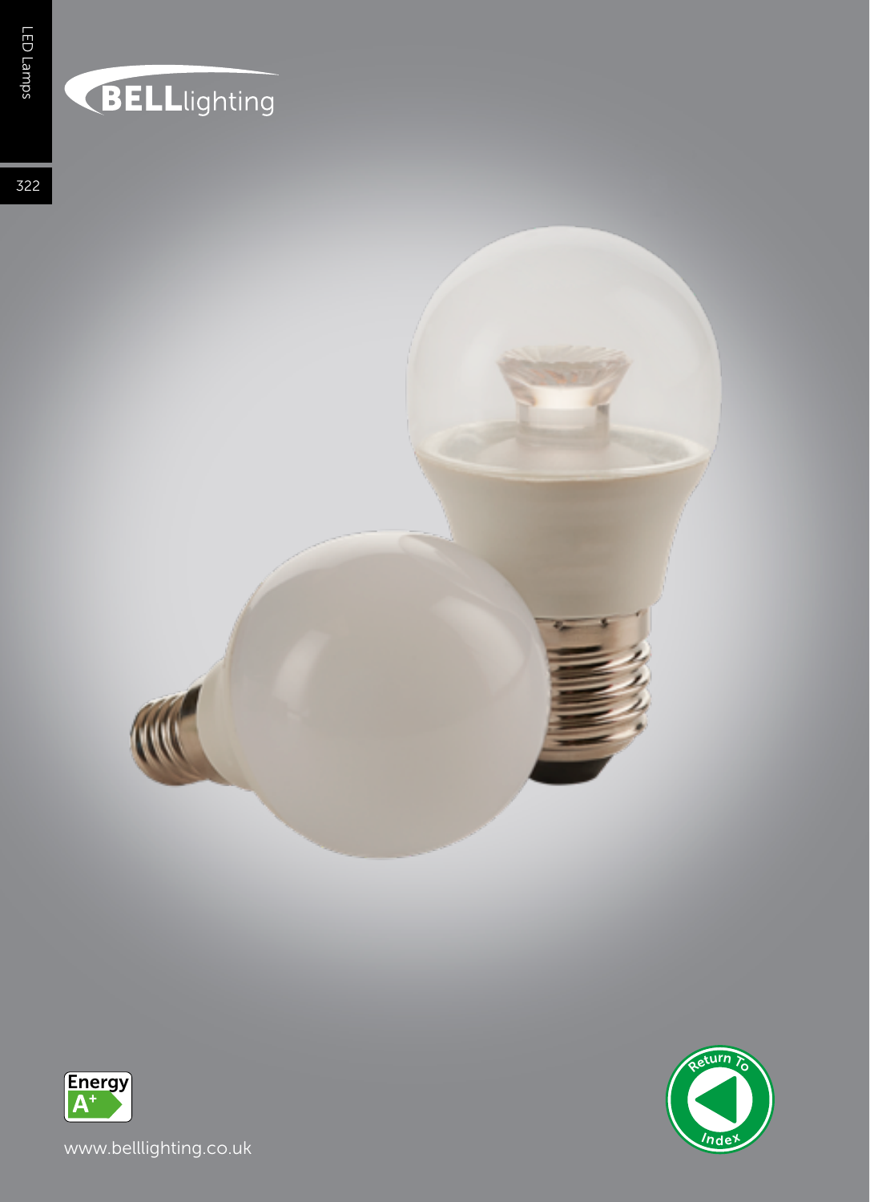BELLlighting

Energy A+

www.belllighting.co.uk

Return To Index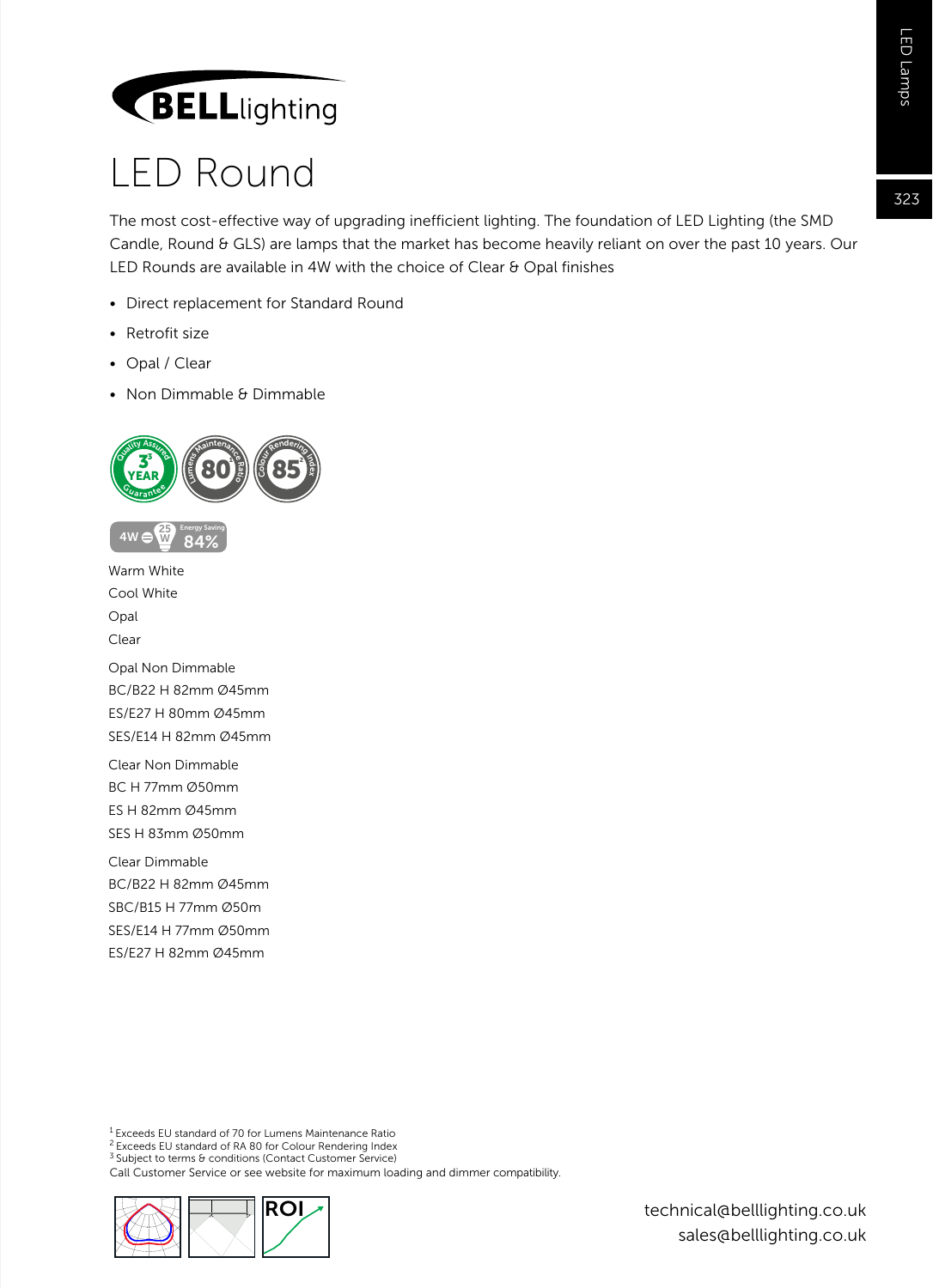# LED Round

The most cost-effective way of upgrading inefficient lighting. The foundation of LED Lighting (the SMD Candle, Round & GLS) are lamps that the market has become heavily reliant on over the past 10 years. Our LED Rounds are available in 4W with the choice of Clear & Opal finishes

- Direct replacement for Standard Round
- Retrofit size
- Opal / Clear
- Non Dimmable & Dimmable

4W = 25W Energy Saving 84%

Warm White
Cool White
Opal
Clear

Opal Non Dimmable
BC/B22 H 82mm Ø45mm
ES/E27 H 80mm Ø45mm
SES/E14 H 82mm Ø45mm

Clear Non Dimmable
BC H 77mm Ø50mm
ES H 82mm Ø45mm
SES H 83mm Ø50mm

Clear Dimmable
BC/B22 H 82mm Ø45mm
SBC/B15 H 77mm Ø50m
SES/E14 H 77mm Ø50mm
ES/E27 H 82mm Ø45mm

[1] Exceeds EU standard of 70 for Lumens Maintenance Ratio
[2] Exceeds EU standard of RA 80 for Colour Rendering Index
[3] Subject to terms & conditions (Contact Customer Service)
Call Customer Service or see website for maximum loading and dimmer compatibility.

technical@belllighting.co.uk
sales@belllighting.co.uk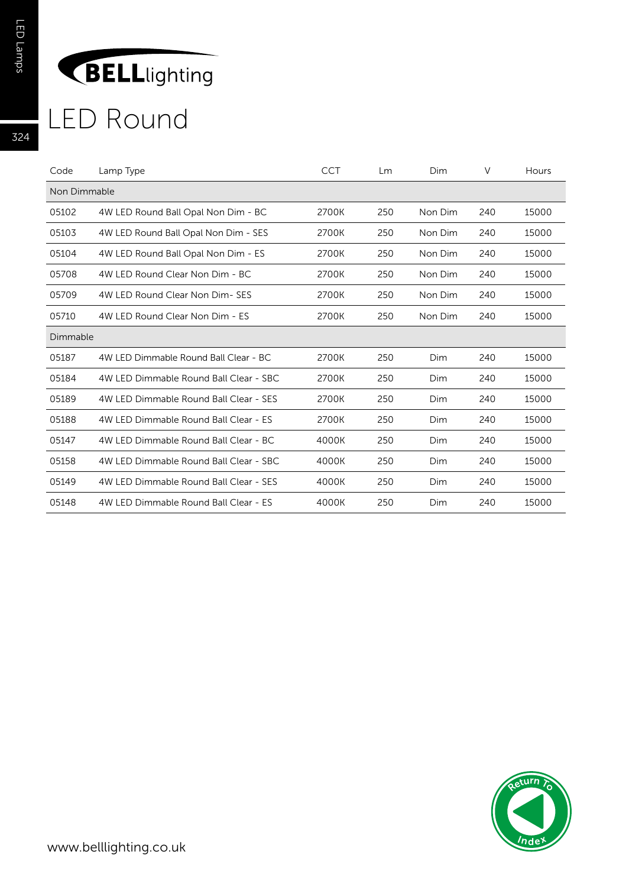# LED Round

| Code | Lamp Type | CCT | Lm | Dim | V | Hours |
|---|---|---|---|---|---|---|
| Non Dimmable | | | | | | |
| 05102 | 4W LED Round Ball Opal Non Dim - BC | 2700K | 250 | Non Dim | 240 | 15000 |
| 05103 | 4W LED Round Ball Opal Non Dim - SES | 2700K | 250 | Non Dim | 240 | 15000 |
| 05104 | 4W LED Round Ball Opal Non Dim - ES | 2700K | 250 | Non Dim | 240 | 15000 |
| 05708 | 4W LED Round Clear Non Dim - BC | 2700K | 250 | Non Dim | 240 | 15000 |
| 05709 | 4W LED Round Clear Non Dim- SES | 2700K | 250 | Non Dim | 240 | 15000 |
| 05710 | 4W LED Round Clear Non Dim - ES | 2700K | 250 | Non Dim | 240 | 15000 |
| Dimmable | | | | | | |
| 05187 | 4W LED Dimmable Round Ball Clear - BC | 2700K | 250 | Dim | 240 | 15000 |
| 05184 | 4W LED Dimmable Round Ball Clear - SBC | 2700K | 250 | Dim | 240 | 15000 |
| 05189 | 4W LED Dimmable Round Ball Clear - SES | 2700K | 250 | Dim | 240 | 15000 |
| 05188 | 4W LED Dimmable Round Ball Clear - ES | 2700K | 250 | Dim | 240 | 15000 |
| 05147 | 4W LED Dimmable Round Ball Clear - BC | 4000K | 250 | Dim | 240 | 15000 |
| 05158 | 4W LED Dimmable Round Ball Clear - SBC | 4000K | 250 | Dim | 240 | 15000 |
| 05149 | 4W LED Dimmable Round Ball Clear - SES | 4000K | 250 | Dim | 240 | 15000 |
| 05148 | 4W LED Dimmable Round Ball Clear - ES | 4000K | 250 | Dim | 240 | 15000 |